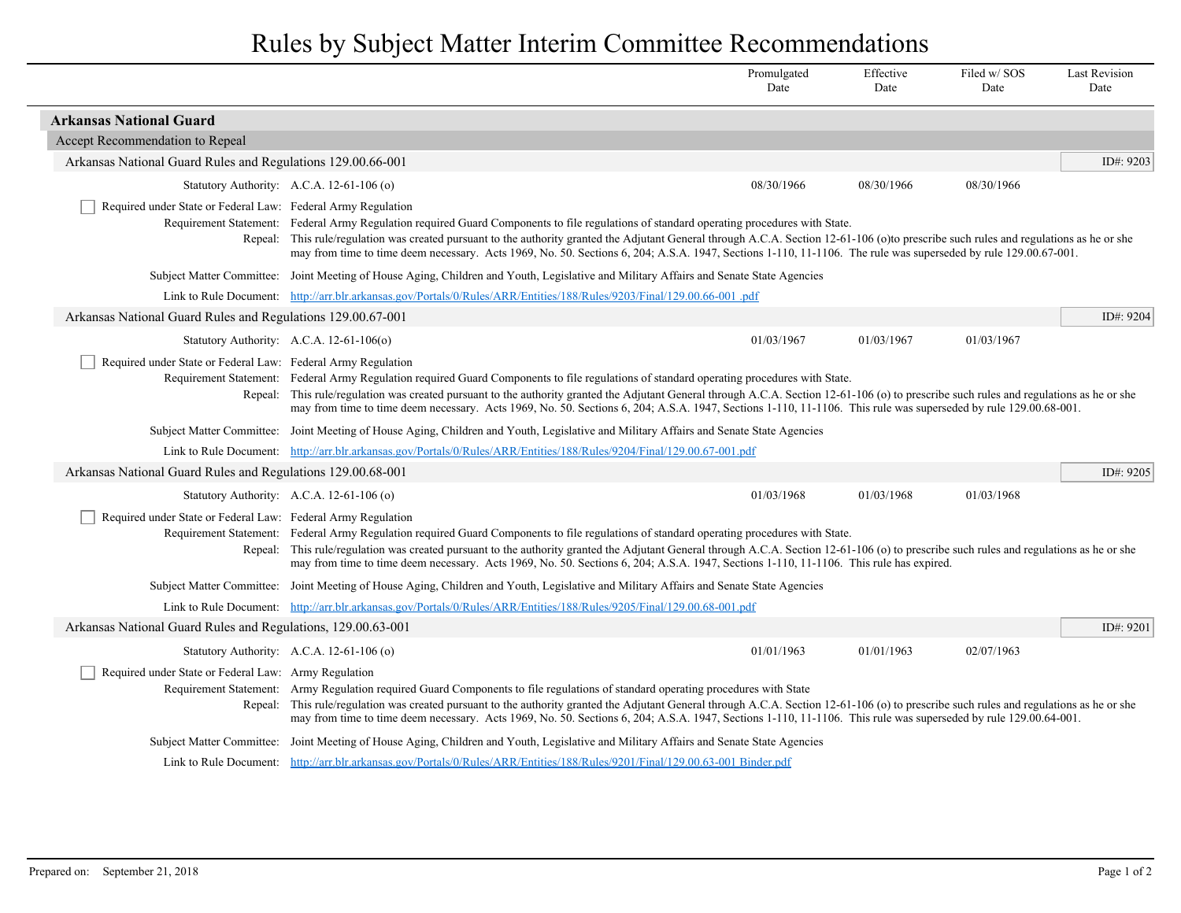# Rules by Subject Matter Interim Committee Recommendations

| | Promulgated Date | Effective Date | Filed w/ SOS Date | Last Revision Date |
|---|---|---|---|---|

## Arkansas National Guard

### Accept Recommendation to Repeal

#### Arkansas National Guard Rules and Regulations 129.00.66-001

ID#: 9203

| | Promulgated Date | Effective Date | Filed w/ SOS Date | Last Revision Date |
|---|---|---|---|---|
| Statutory Authority: A.C.A. 12-61-106 (o) | 08/30/1966 | 08/30/1966 | 08/30/1966 | |

☐ Required under State or Federal Law: Federal Army Regulation

Requirement Statement: Federal Army Regulation required Guard Components to file regulations of standard operating procedures with State.

Repeal: This rule/regulation was created pursuant to the authority granted the Adjutant General through A.C.A. Section 12-61-106 (o)to prescribe such rules and regulations as he or she may from time to time deem necessary. Acts 1969, No. 50. Sections 6, 204; A.S.A. 1947, Sections 1-110, 11-1106. The rule was superseded by rule 129.00.67-001.

Subject Matter Committee: Joint Meeting of House Aging, Children and Youth, Legislative and Military Affairs and Senate State Agencies

Link to Rule Document: http://arr.blr.arkansas.gov/Portals/0/Rules/ARR/Entities/188/Rules/9203/Final/129.00.66-001 .pdf

#### Arkansas National Guard Rules and Regulations 129.00.67-001

ID#: 9204

| | Promulgated Date | Effective Date | Filed w/ SOS Date | Last Revision Date |
|---|---|---|---|---|
| Statutory Authority: A.C.A. 12-61-106(o) | 01/03/1967 | 01/03/1967 | 01/03/1967 | |

☐ Required under State or Federal Law: Federal Army Regulation

Requirement Statement: Federal Army Regulation required Guard Components to file regulations of standard operating procedures with State.

Repeal: This rule/regulation was created pursuant to the authority granted the Adjutant General through A.C.A. Section 12-61-106 (o) to prescribe such rules and regulations as he or she may from time to time deem necessary. Acts 1969, No. 50. Sections 6, 204; A.S.A. 1947, Sections 1-110, 11-1106. This rule was superseded by rule 129.00.68-001.

Subject Matter Committee: Joint Meeting of House Aging, Children and Youth, Legislative and Military Affairs and Senate State Agencies

Link to Rule Document: http://arr.blr.arkansas.gov/Portals/0/Rules/ARR/Entities/188/Rules/9204/Final/129.00.67-001.pdf

#### Arkansas National Guard Rules and Regulations 129.00.68-001

ID#: 9205

| | Promulgated Date | Effective Date | Filed w/ SOS Date | Last Revision Date |
|---|---|---|---|---|
| Statutory Authority: A.C.A. 12-61-106 (o) | 01/03/1968 | 01/03/1968 | 01/03/1968 | |

☐ Required under State or Federal Law: Federal Army Regulation

Requirement Statement: Federal Army Regulation required Guard Components to file regulations of standard operating procedures with State.

Repeal: This rule/regulation was created pursuant to the authority granted the Adjutant General through A.C.A. Section 12-61-106 (o) to prescribe such rules and regulations as he or she may from time to time deem necessary. Acts 1969, No. 50. Sections 6, 204; A.S.A. 1947, Sections 1-110, 11-1106. This rule has expired.

Subject Matter Committee: Joint Meeting of House Aging, Children and Youth, Legislative and Military Affairs and Senate State Agencies

Link to Rule Document: http://arr.blr.arkansas.gov/Portals/0/Rules/ARR/Entities/188/Rules/9205/Final/129.00.68-001.pdf

#### Arkansas National Guard Rules and Regulations, 129.00.63-001

ID#: 9201

| | Promulgated Date | Effective Date | Filed w/ SOS Date | Last Revision Date |
|---|---|---|---|---|
| Statutory Authority: A.C.A. 12-61-106 (o) | 01/01/1963 | 01/01/1963 | 02/07/1963 | |

☐ Required under State or Federal Law: Army Regulation

Requirement Statement: Army Regulation required Guard Components to file regulations of standard operating procedures with State

Repeal: This rule/regulation was created pursuant to the authority granted the Adjutant General through A.C.A. Section 12-61-106 (o) to prescribe such rules and regulations as he or she may from time to time deem necessary. Acts 1969, No. 50. Sections 6, 204; A.S.A. 1947, Sections 1-110, 11-1106. This rule was superseded by rule 129.00.64-001.

Subject Matter Committee: Joint Meeting of House Aging, Children and Youth, Legislative and Military Affairs and Senate State Agencies

Link to Rule Document: http://arr.blr.arkansas.gov/Portals/0/Rules/ARR/Entities/188/Rules/9201/Final/129.00.63-001 Binder.pdf

Prepared on: September 21, 2018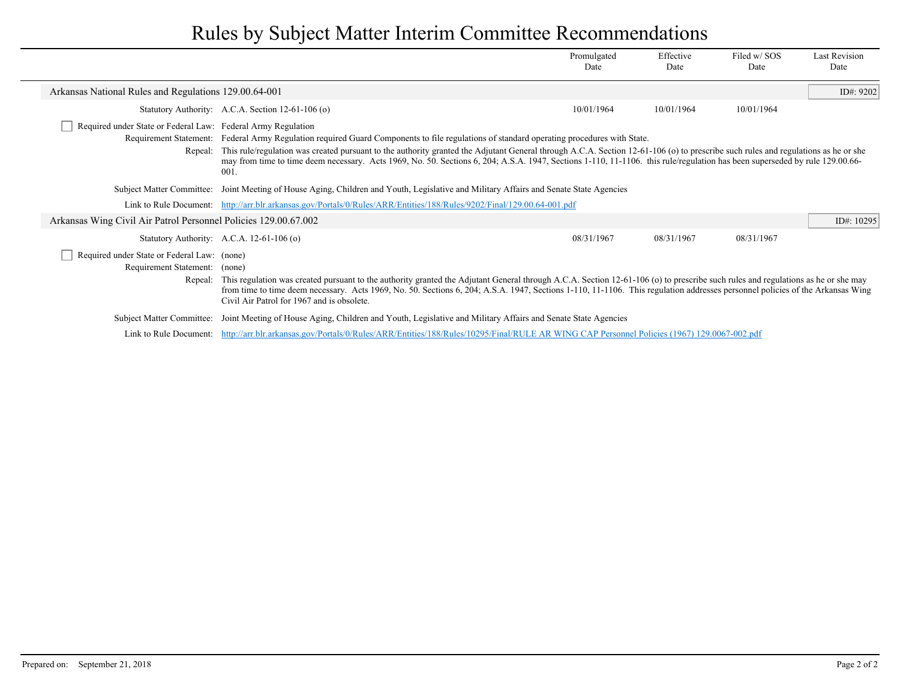# Rules by Subject Matter Interim Committee Recommendations

| | Promulgated Date | Effective Date | Filed w/ SOS Date | Last Revision Date |
|---|---|---|---|---|

## Arkansas National Rules and Regulations 129.00.64-001

ID#: 9202

| | Promulgated Date | Effective Date | Filed w/ SOS Date | Last Revision Date |
|---|---|---|---|---|
| Statutory Authority: A.C.A. Section 12-61-106 (o) | 10/01/1964 | 10/01/1964 | 10/01/1964 | |

- [ ] Required under State or Federal Law: Federal Army Regulation

Requirement Statement: Federal Army Regulation required Guard Components to file regulations of standard operating procedures with State.

Repeal: This rule/regulation was created pursuant to the authority granted the Adjutant General through A.C.A. Section 12-61-106 (o) to prescribe such rules and regulations as he or she may from time to time deem necessary. Acts 1969, No. 50. Sections 6, 204; A.S.A. 1947, Sections 1-110, 11-1106. this rule/regulation has been superseded by rule 129.00.66-001.

Subject Matter Committee: Joint Meeting of House Aging, Children and Youth, Legislative and Military Affairs and Senate State Agencies

Link to Rule Document: http://arr.blr.arkansas.gov/Portals/0/Rules/ARR/Entities/188/Rules/9202/Final/129.00.64-001.pdf

## Arkansas Wing Civil Air Patrol Personnel Policies 129.00.67.002

ID#: 10295

| | Promulgated Date | Effective Date | Filed w/ SOS Date | Last Revision Date |
|---|---|---|---|---|
| Statutory Authority: A.C.A. 12-61-106 (o) | 08/31/1967 | 08/31/1967 | 08/31/1967 | |

- [ ] Required under State or Federal Law: (none)

Requirement Statement: (none)

Repeal: This regulation was created pursuant to the authority granted the Adjutant General through A.C.A. Section 12-61-106 (o) to prescribe such rules and regulations as he or she may from time to time deem necessary. Acts 1969, No. 50. Sections 6, 204; A.S.A. 1947, Sections 1-110, 11-1106. This regulation addresses personnel policies of the Arkansas Wing Civil Air Patrol for 1967 and is obsolete.

Subject Matter Committee: Joint Meeting of House Aging, Children and Youth, Legislative and Military Affairs and Senate State Agencies

Link to Rule Document: http://arr.blr.arkansas.gov/Portals/0/Rules/ARR/Entities/188/Rules/10295/Final/RULE AR WING CAP Personnel Policies (1967) 129.0067-002.pdf

Prepared on: September 21, 2018